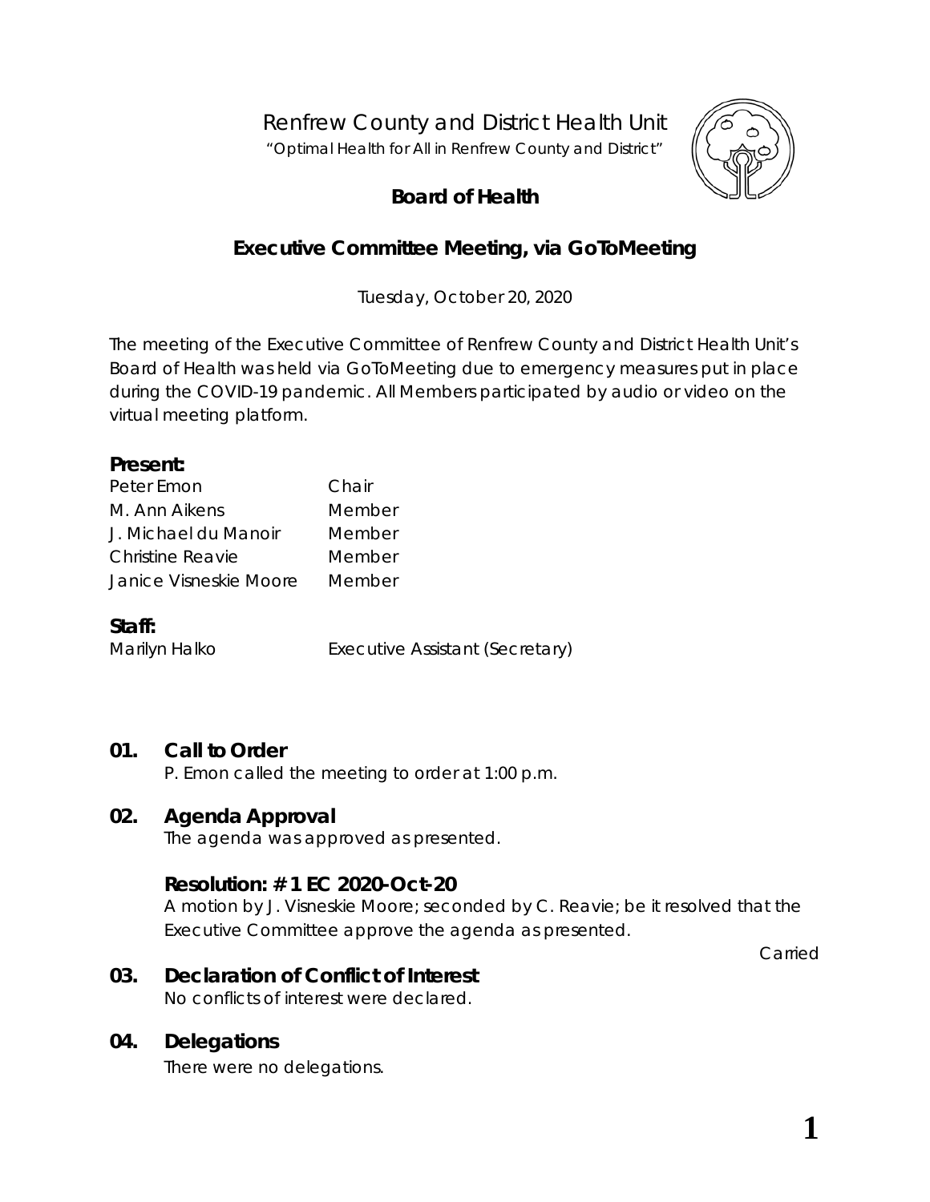# Renfrew County and District Health Unit

"Optimal Health for All in Renfrew County and District"

## Board of Health

## Executive Committee Meeting, via GoToMeeting

Tuesday, October 20, 2020

The meeting of the Executive Committee of Renfrew County and District Health Unit's Board of Health was held via GoToMeeting due to emergency measures put in place during the COVID-19 pandemic. All Members participated by audio or video on the virtual meeting platform.

**Present:**

| | |
|---|---|
| Peter Emon | Chair |
| M. Ann Aikens | Member |
| J. Michael du Manoir | Member |
| Christine Reavie | Member |
| Janice Visneskie Moore | Member |

**Staff:**

| | |
|---|---|
| Marilyn Halko | Executive Assistant (Secretary) |

### 01. Call to Order

P. Emon called the meeting to order at 1:00 p.m.

### 02. Agenda Approval

The agenda was approved as presented.

**Resolution: # 1 EC 2020-Oct-20**

A motion by J. Visneskie Moore; seconded by C. Reavie; be it resolved that the Executive Committee approve the agenda as presented.

Carried

### 03. Declaration of Conflict of Interest

No conflicts of interest were declared.

### 04. Delegations

There were no delegations.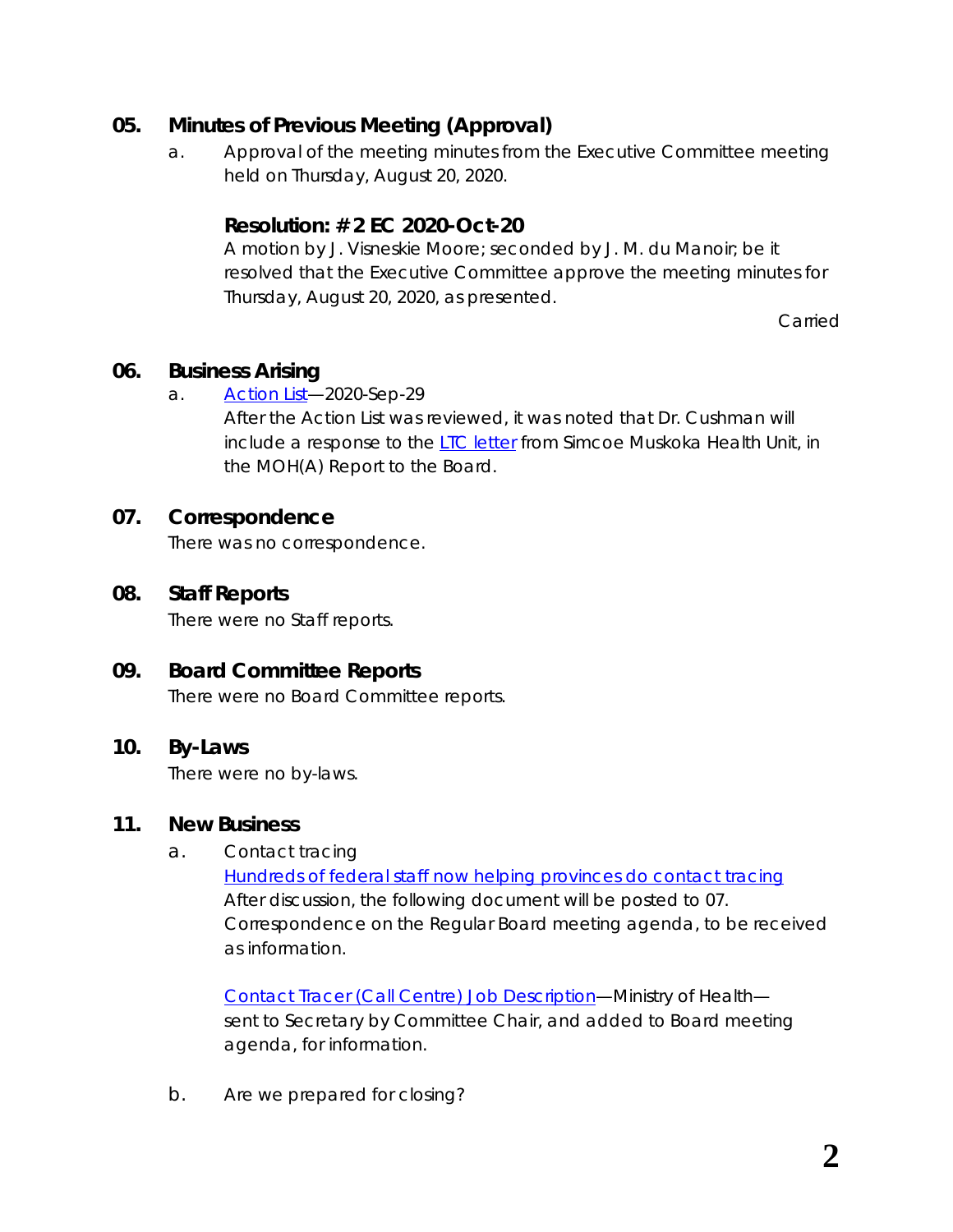## 05. Minutes of Previous Meeting (Approval)

a. Approval of the meeting minutes from the Executive Committee meeting held on Thursday, August 20, 2020.

### Resolution: # 2 EC 2020-Oct-20

A motion by J. Visneskie Moore; seconded by J. M. du Manoir; be it resolved that the Executive Committee approve the meeting minutes for Thursday, August 20, 2020, as presented.

Carried

## 06. Business Arising

a. Action List—2020-Sep-29

After the Action List was reviewed, it was noted that Dr. Cushman will include a response to the LTC letter from Simcoe Muskoka Health Unit, in the MOH(A) Report to the Board.

## 07. Correspondence

There was no correspondence.

## 08. Staff Reports

There were no Staff reports.

## 09. Board Committee Reports

There were no Board Committee reports.

## 10. By-Laws

There were no by-laws.

## 11. New Business

a. Contact tracing

Hundreds of federal staff now helping provinces do contact tracing

After discussion, the following document will be posted to 07. Correspondence on the Regular Board meeting agenda, to be received as information.

Contact Tracer (Call Centre) Job Description—Ministry of Health—sent to Secretary by Committee Chair, and added to Board meeting agenda, for information.

b. Are we prepared for closing?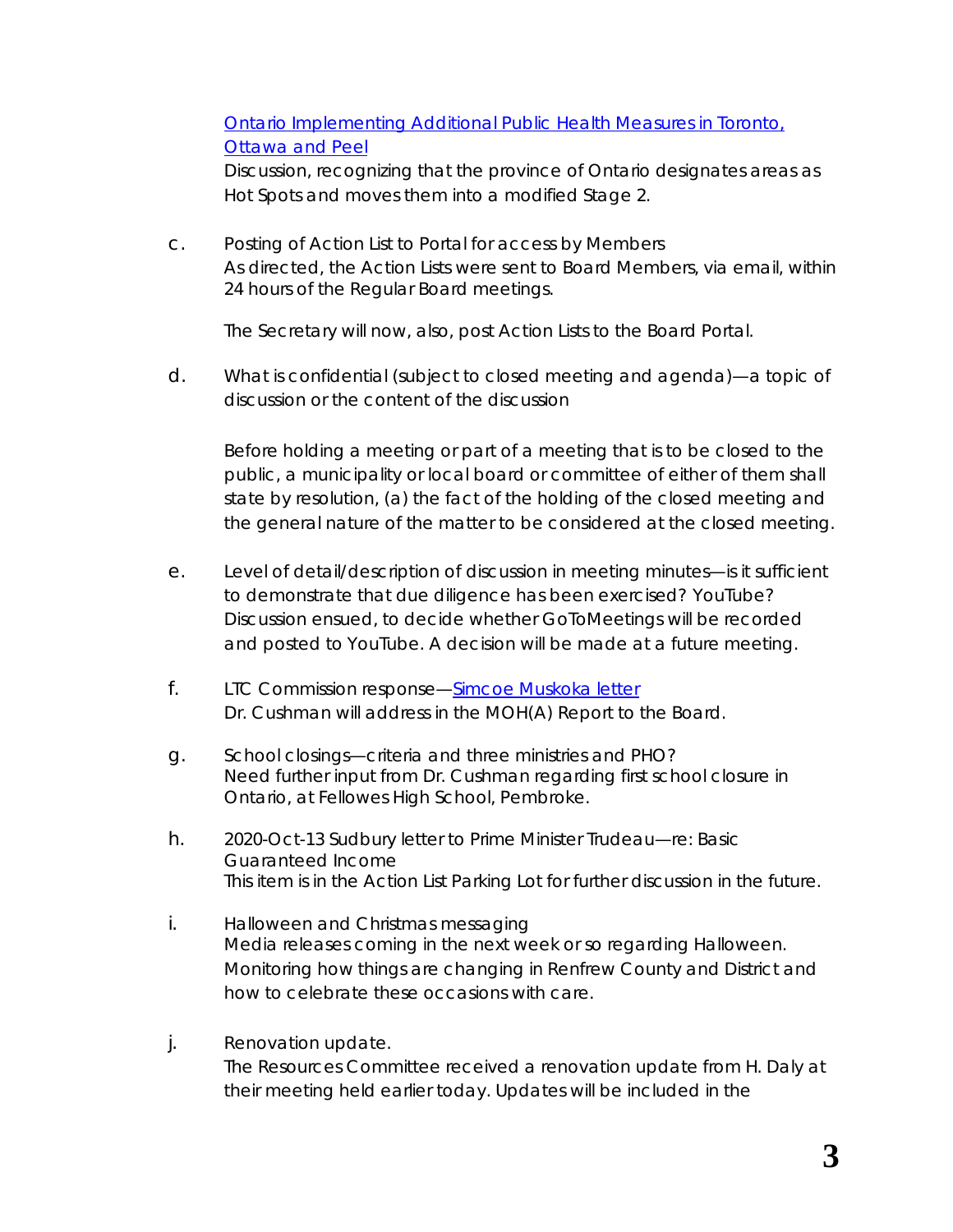[Ontario Implementing Additional Public Health Measures in Toronto, Ottawa and Peel](#)
Discussion, recognizing that the province of Ontario designates areas as Hot Spots and moves them into a modified Stage 2.

c. Posting of Action List to Portal for access by Members
As directed, the Action Lists were sent to Board Members, via email, within 24 hours of the Regular Board meetings.

The Secretary will now, also, post Action Lists to the Board Portal.

d. What is confidential (subject to closed meeting and agenda)—a topic of discussion or the content of the discussion

*Before holding a meeting or part of a meeting that is to be closed to the public, a municipality or local board or committee of either of them shall state by resolution, (a) the fact of the holding of the closed meeting and the general nature of the matter to be considered at the closed meeting.*

e. Level of detail/description of discussion in meeting minutes—is it sufficient to demonstrate that due diligence has been exercised? YouTube?
Discussion ensued, to decide whether GoToMeetings will be recorded and posted to YouTube. A decision will be made at a future meeting.

f. LTC Commission response—[Simcoe Muskoka letter](#)
Dr. Cushman will address in the MOH(A) Report to the Board.

g. School closings—criteria and three ministries and PHO?
Need further input from Dr. Cushman regarding first school closure in Ontario, at Fellowes High School, Pembroke.

h. 2020-Oct-13 Sudbury letter to Prime Minister Trudeau—re: Basic Guaranteed Income
This item is in the Action List Parking Lot for further discussion in the future.

i. Halloween and Christmas messaging
Media releases coming in the next week or so regarding Halloween. Monitoring how things are changing in Renfrew County and District and how to celebrate these occasions with care.

j. Renovation update.
The Resources Committee received a renovation update from H. Daly at their meeting held earlier today. Updates will be included in the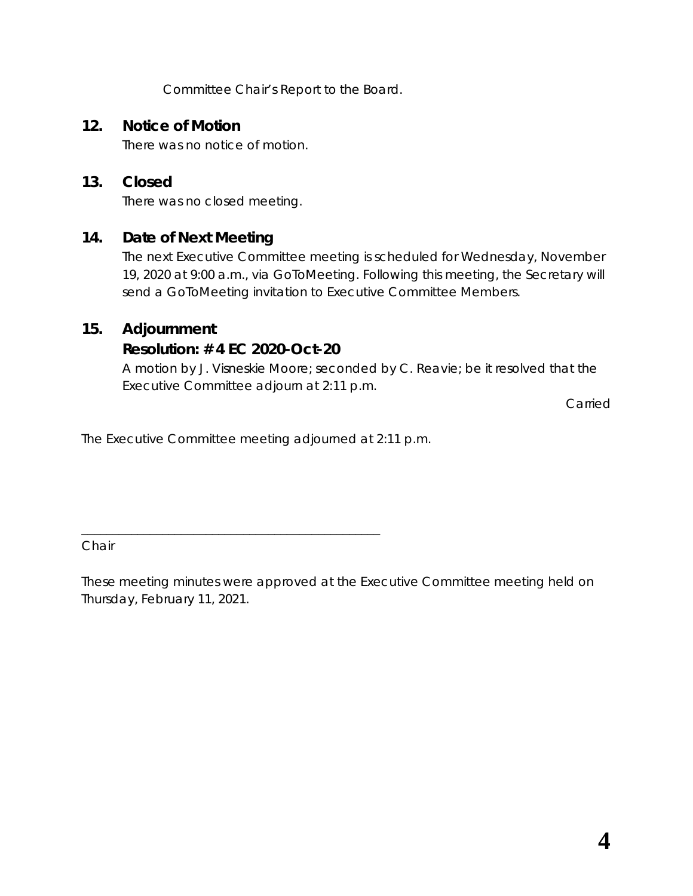Committee Chair's Report to the Board.

## 12. Notice of Motion

There was no notice of motion.

## 13. Closed

There was no closed meeting.

## 14. Date of Next Meeting

The next Executive Committee meeting is scheduled for Wednesday, November 19, 2020 at 9:00 a.m., via GoToMeeting. Following this meeting, the Secretary will send a GoToMeeting invitation to Executive Committee Members.

## 15. Adjournment

### Resolution: # 4 EC 2020-Oct-20

A motion by J. Visneskie Moore; seconded by C. Reavie; be it resolved that the Executive Committee adjourn at 2:11 p.m.

Carried

The Executive Committee meeting adjourned at 2:11 p.m.

\_\_\_\_\_\_\_\_\_\_\_\_\_\_\_\_\_\_\_\_\_\_\_\_\_\_\_\_\_\_\_\_\_\_\_\_\_\_\_\_\_\_\_\_

Chair

These meeting minutes were approved at the Executive Committee meeting held on Thursday, February 11, 2021.